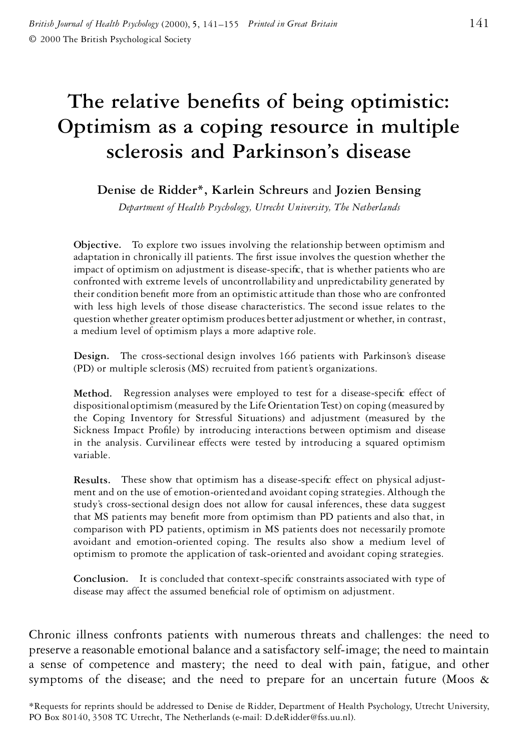# The relative benefits of being optimistic: Optimism as a coping resource in multiple sclerosis and Parkinson's disease

**Denise de Ridder\*, Karlein Schreurs** and **Jozien Bensing**

*Department of Health Psychology, Utrecht University, The Netherlands*

**Objective.** To explore two issues involving the relationship between optimism and adaptation in chronically ill patients. The first issue involves the question whether the impact of optimism on adjustment is disease-specific, that is whether patients who are confronted with extreme levels of uncontrollability and unpredictability generated by their condition benefit more from an optimistic attitude than those who are confronted with less high levels of those disease characteristics. The second issue relates to the question whether greater optimism produces better adjustment or whether, in contrast, a medium level of optimism plays a more adaptive role.

**Design.** The cross-sectional design involves 166 patients with Parkinson's disease (PD) or multiple sclerosis (MS) recruited from patient's organizations.

**Method.** Regression analyses were employed to test for a disease-specific effect of dispositional optimism (measured by the Life Orientation Test) on coping (measured by the Coping Inventory for Stressful Situations) and adjustment (measured by the Sickness Impact Profile) by introducing interactions between optimism and disease in the analysis. Curvilinear effects were tested by introducing a squared optimism variable.

**Results.** These show that optimism has a disease-specific effect on physical adjustment and on the use of emotion-oriented and avoidant coping strategies. Although the study's cross-sectional design does not allow for causal inferences, these data suggest that MS patients may benefit more from optimism than PD patients and also that, in comparison with PD patients, optimism in MS patients does not necessarily promote avoidant and emotion-oriented coping. The results also show a medium level of optimism to promote the application of task-oriented and avoidant coping strategies.

**Conclusion.** It is concluded that context-specific constraints associated with type of disease may affect the assumed beneficial role of optimism on adjustment.

Chronic illness confronts patients with numerous threats and challenges: the need to preserve a reasonable emotional balance and a satisfactory self-image; the need to maintain a sense of competence and mastery; the need to deal with pain, fatigue, and other symptoms of the disease; and the need to prepare for an uncertain future (Moos &

\*Requests for reprints should be addressed to Denise de Ridder, Department of Health Psychology, Utrecht University, PO Box 80140, 3508 TC Utrecht, The Netherlands (e-mail: D.deRidder@fss.uu.nl).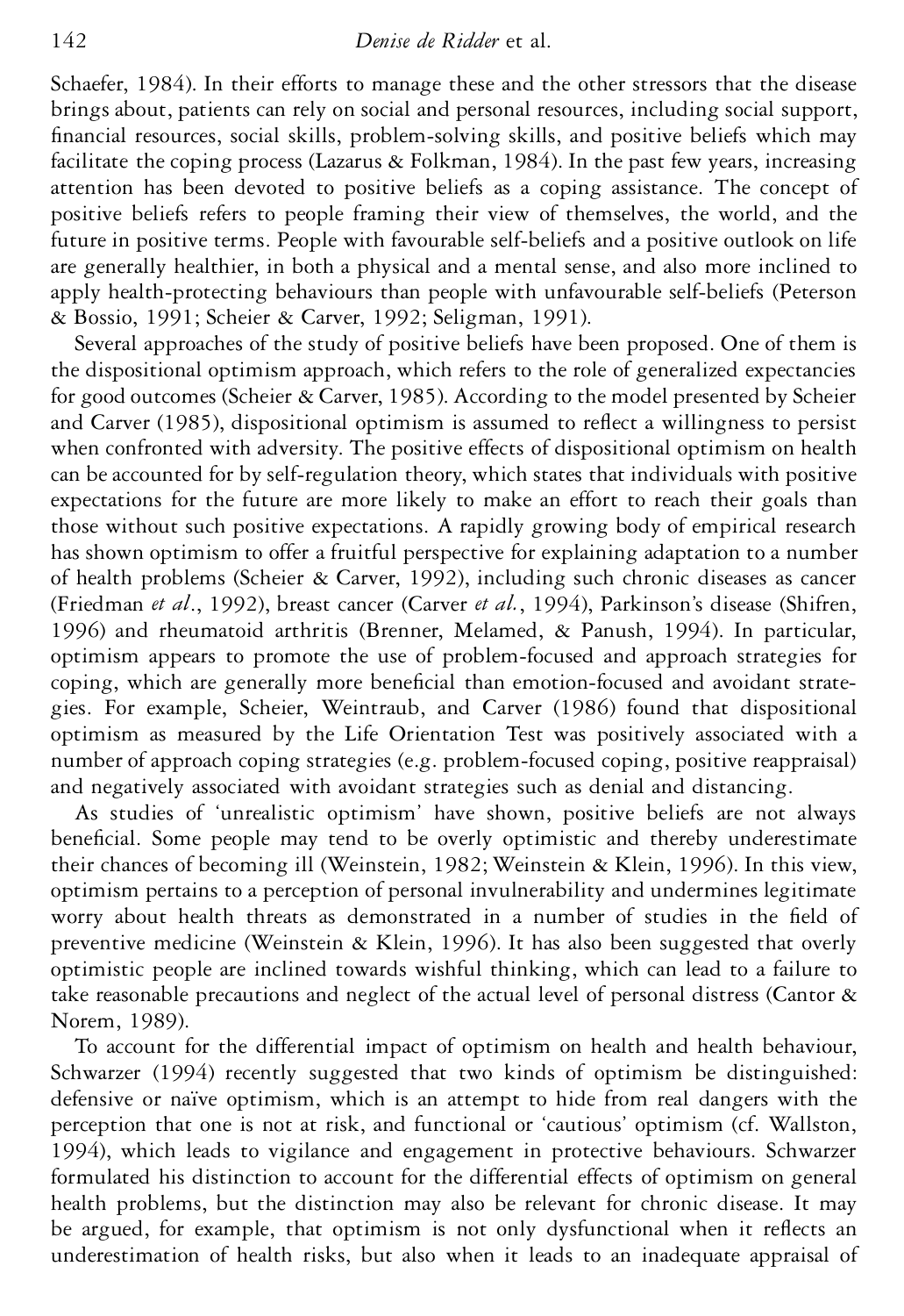Schaefer, 1984). In their efforts to manage these and the other stressors that the disease brings about, patients can rely on social and personal resources, including social support, financial resources, social skills, problem-solving skills, and positive beliefs which may facilitate the coping process (Lazarus & Folkman, 1984). In the past few years, increasing attention has been devoted to positive beliefs as a coping assistance. The concept of positive beliefs refers to people framing their view of themselves, the world, and the future in positive terms. People with favourable self-beliefs and a positive outlook on life are generally healthier, in both a physical and a mental sense, and also more inclined to apply health-protecting behaviours than people with unfavourable self-beliefs (Peterson & Bossio, 1991; Scheier & Carver, 1992; Seligman, 1991).

Several approaches of the study of positive beliefs have been proposed. One of them is the dispositional optimism approach, which refers to the role of generalized expectancies for good outcomes (Scheier & Carver, 1985). According to the model presented by Scheier and Carver (1985), dispositional optimism is assumed to reflect a willingness to persist when confronted with adversity. The positive effects of dispositional optimism on health can be accounted for by self-regulation theory, which states that individuals with positive expectations for the future are more likely to make an effort to reach their goals than those without such positive expectations. A rapidly growing body of empirical research has shown optimism to offer a fruitful perspective for explaining adaptation to a number of health problems (Scheier & Carver, 1992), including such chronic diseases as cancer (Friedman *et al*., 1992), breast cancer (Carver *et al.*, 1994), Parkinson's disease (Shifren, 1996) and rheumatoid arthritis (Brenner, Melamed, & Panush, 1994). In particular, optimism appears to promote the use of problem-focused and approach strategies for coping, which are generally more beneficial than emotion-focused and avoidant strategies. For example, Scheier, Weintraub, and Carver (1986) found that dispositional optimism as measured by the Life Orientation Test was positively associated with a number of approach coping strategies (e.g. problem-focused coping, positive reappraisal) and negatively associated with avoidant strategies such as denial and distancing.

As studies of 'unrealistic optimism' have shown, positive beliefs are not always beneficial. Some people may tend to be overly optimistic and thereby underestimate their chances of becoming ill (Weinstein, 1982; Weinstein & Klein, 1996). In this view, optimism pertains to a perception of personal invulnerability and undermines legitimate worry about health threats as demonstrated in a number of studies in the field of preventive medicine (Weinstein & Klein, 1996). It has also been suggested that overly optimistic people are inclined towards wishful thinking, which can lead to a failure to take reasonable precautions and neglect of the actual level of personal distress (Cantor & Norem, 1989).

To account for the differential impact of optimism on health and health behaviour, Schwarzer (1994) recently suggested that two kinds of optimism be distinguished: defensive or naïve optimism, which is an attempt to hide from real dangers with the perception that one is not at risk, and functional or 'cautious' optimism (cf. Wallston, 1994), which leads to vigilance and engagement in protective behaviours. Schwarzer formulated his distinction to account for the differential effects of optimism on general health problems, but the distinction may also be relevant for chronic disease. It may be argued, for example, that optimism is not only dysfunctional when it reflects an underestimation of health risks, but also when it leads to an inadequate appraisal of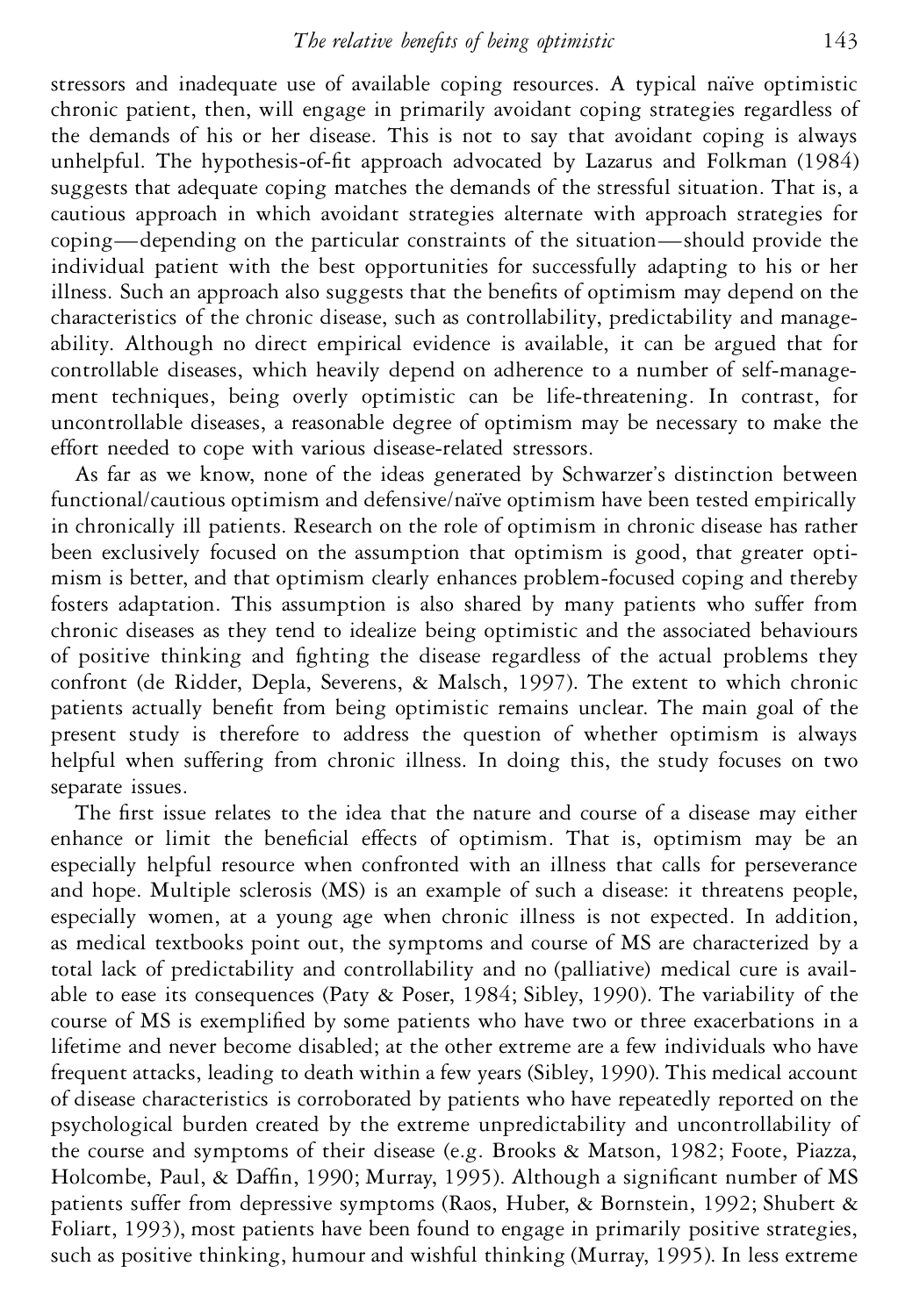stressors and inadequate use of available coping resources. A typical naïve optimistic chronic patient, then, will engage in primarily avoidant coping strategies regardless of the demands of his or her disease. This is not to say that avoidant coping is always unhelpful. The hypothesis-of-fit approach advocated by Lazarus and Folkman (1984) suggests that adequate coping matches the demands of the stressful situation. That is, a cautious approach in which avoidant strategies alternate with approach strategies for coping—depending on the particular constraints of the situation—should provide the individual patient with the best opportunities for successfully adapting to his or her illness. Such an approach also suggests that the benefits of optimism may depend on the characteristics of the chronic disease, such as controllability, predictability and manageability. Although no direct empirical evidence is available, it can be argued that for controllable diseases, which heavily depend on adherence to a number of self-management techniques, being overly optimistic can be life-threatening. In contrast, for uncontrollable diseases, a reasonable degree of optimism may be necessary to make the effort needed to cope with various disease-related stressors.

As far as we know, none of the ideas generated by Schwarzer's distinction between functional/cautious optimism and defensive/naïve optimism have been tested empirically in chronically ill patients. Research on the role of optimism in chronic disease has rather been exclusively focused on the assumption that optimism is good, that greater optimism is better, and that optimism clearly enhances problem-focused coping and thereby fosters adaptation. This assumption is also shared by many patients who suffer from chronic diseases as they tend to idealize being optimistic and the associated behaviours of positive thinking and fighting the disease regardless of the actual problems they confront (de Ridder, Depla, Severens, & Malsch, 1997). The extent to which chronic patients actually benefit from being optimistic remains unclear. The main goal of the present study is therefore to address the question of whether optimism is always helpful when suffering from chronic illness. In doing this, the study focuses on two separate issues.

The first issue relates to the idea that the nature and course of a disease may either enhance or limit the beneficial effects of optimism. That is, optimism may be an especially helpful resource when confronted with an illness that calls for perseverance and hope. Multiple sclerosis (MS) is an example of such a disease: it threatens people, especially women, at a young age when chronic illness is not expected. In addition, as medical textbooks point out, the symptoms and course of MS are characterized by a total lack of predictability and controllability and no (palliative) medical cure is available to ease its consequences (Paty & Poser, 1984; Sibley, 1990). The variability of the course of MS is exemplified by some patients who have two or three exacerbations in a lifetime and never become disabled; at the other extreme are a few individuals who have frequent attacks, leading to death within a few years (Sibley, 1990). This medical account of disease characteristics is corroborated by patients who have repeatedly reported on the psychological burden created by the extreme unpredictability and uncontrollability of the course and symptoms of their disease (e.g. Brooks & Matson, 1982; Foote, Piazza, Holcombe, Paul, & Daffin, 1990; Murray, 1995). Although a significant number of MS patients suffer from depressive symptoms (Raos, Huber, & Bornstein, 1992; Shubert & Foliart, 1993), most patients have been found to engage in primarily positive strategies, such as positive thinking, humour and wishful thinking (Murray, 1995). In less extreme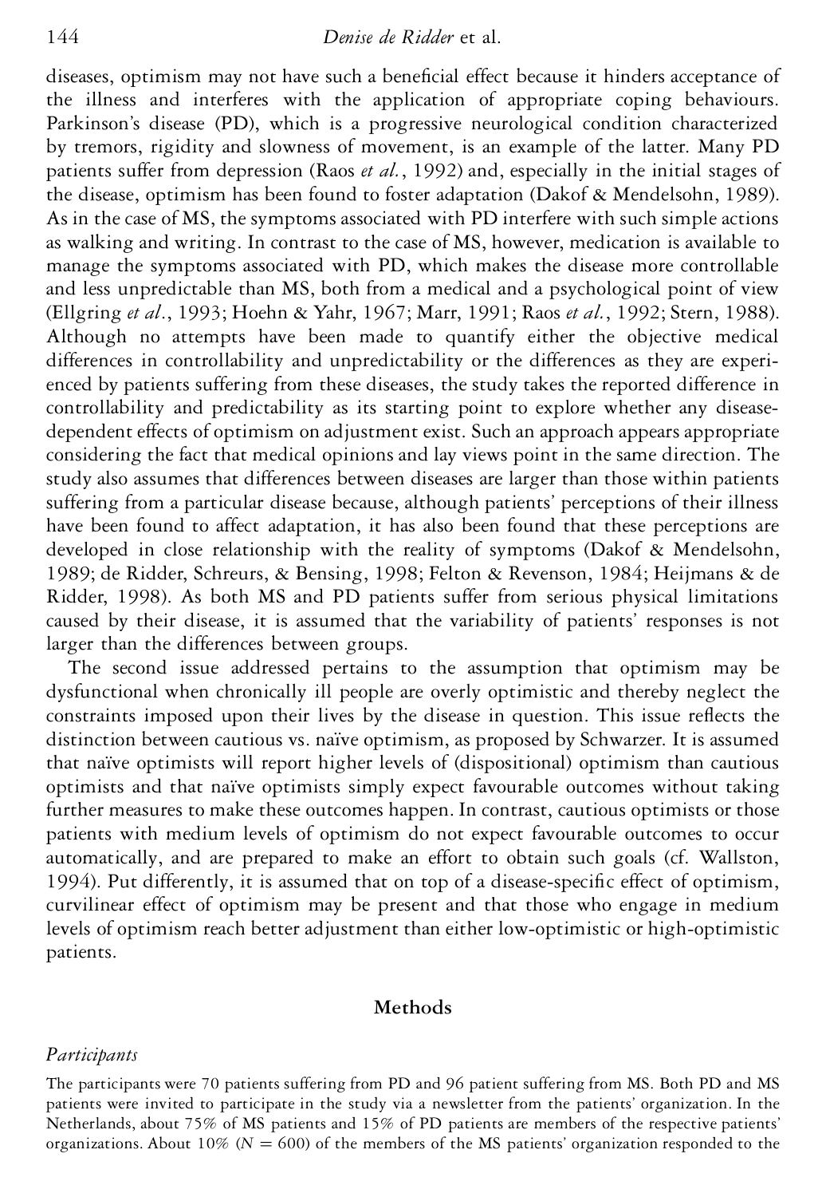diseases, optimism may not have such a beneficial effect because it hinders acceptance of the illness and interferes with the application of appropriate coping behaviours. Parkinson's disease (PD), which is a progressive neurological condition characterized by tremors, rigidity and slowness of movement, is an example of the latter. Many PD patients suffer from depression (Raos *et al.*, 1992) and, especially in the initial stages of the disease, optimism has been found to foster adaptation (Dakof & Mendelsohn, 1989). As in the case of MS, the symptoms associated with PD interfere with such simple actions as walking and writing. In contrast to the case of MS, however, medication is available to manage the symptoms associated with PD, which makes the disease more controllable and less unpredictable than MS, both from a medical and a psychological point of view (Ellgring *et al.*, 1993; Hoehn & Yahr, 1967; Marr, 1991; Raos *et al.*, 1992; Stern, 1988). Although no attempts have been made to quantify either the objective medical differences in controllability and unpredictability or the differences as they are experienced by patients suffering from these diseases, the study takes the reported difference in controllability and predictability as its starting point to explore whether any disease-dependent effects of optimism on adjustment exist. Such an approach appears appropriate considering the fact that medical opinions and lay views point in the same direction. The study also assumes that differences between diseases are larger than those within patients suffering from a particular disease because, although patients' perceptions of their illness have been found to affect adaptation, it has also been found that these perceptions are developed in close relationship with the reality of symptoms (Dakof & Mendelsohn, 1989; de Ridder, Schreurs, & Bensing, 1998; Felton & Revenson, 1984; Heijmans & de Ridder, 1998). As both MS and PD patients suffer from serious physical limitations caused by their disease, it is assumed that the variability of patients' responses is not larger than the differences between groups.

The second issue addressed pertains to the assumption that optimism may be dysfunctional when chronically ill people are overly optimistic and thereby neglect the constraints imposed upon their lives by the disease in question. This issue reflects the distinction between cautious vs. naïve optimism, as proposed by Schwarzer. It is assumed that naïve optimists will report higher levels of (dispositional) optimism than cautious optimists and that naïve optimists simply expect favourable outcomes without taking further measures to make these outcomes happen. In contrast, cautious optimists or those patients with medium levels of optimism do not expect favourable outcomes to occur automatically, and are prepared to make an effort to obtain such goals (cf. Wallston, 1994). Put differently, it is assumed that on top of a disease-specific effect of optimism, curvilinear effect of optimism may be present and that those who engage in medium levels of optimism reach better adjustment than either low-optimistic or high-optimistic patients.

## Methods

### *Participants*

The participants were 70 patients suffering from PD and 96 patient suffering from MS. Both PD and MS patients were invited to participate in the study via a newsletter from the patients' organization. In the Netherlands, about 75% of MS patients and 15% of PD patients are members of the respective patients' organizations. About 10% ($N = 600$) of the members of the MS patients' organization responded to the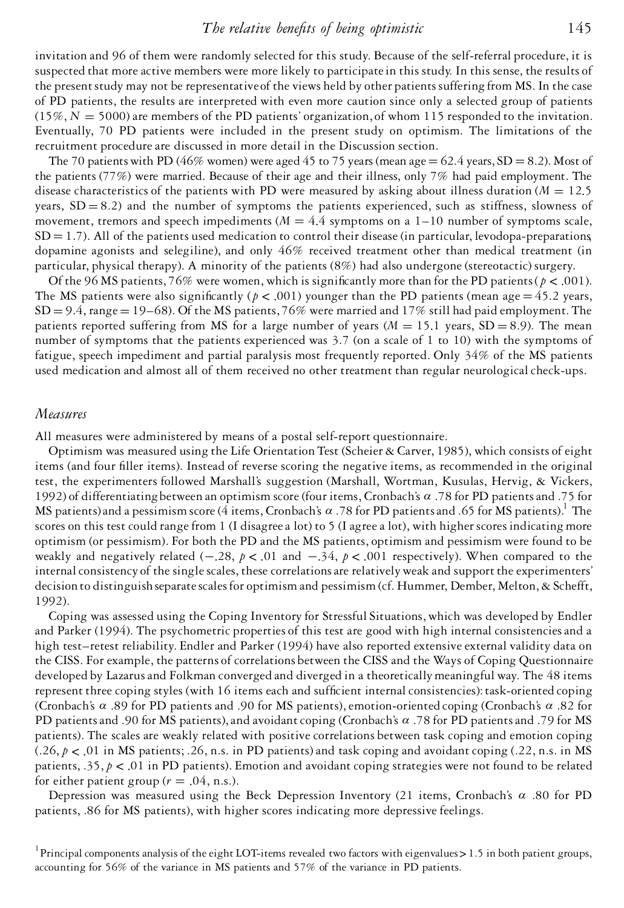invitation and 96 of them were randomly selected for this study. Because of the self-referral procedure, it is suspected that more active members were more likely to participate in this study. In this sense, the results of the present study may not be representative of the views held by other patients suffering from MS. In the case of PD patients, the results are interpreted with even more caution since only a selected group of patients (15%, $N = 5000$) are members of the PD patients' organization, of whom 115 responded to the invitation. Eventually, 70 PD patients were included in the present study on optimism. The limitations of the recruitment procedure are discussed in more detail in the Discussion section.

The 70 patients with PD (46% women) were aged 45 to 75 years (mean age = 62.4 years, SD = 8.2). Most of the patients (77%) were married. Because of their age and their illness, only 7% had paid employment. The disease characteristics of the patients with PD were measured by asking about illness duration ($M = 12.5$ years, SD = 8.2) and the number of symptoms the patients experienced, such as stiffness, slowness of movement, tremors and speech impediments ($M = 4.4$ symptoms on a 1–10 number of symptoms scale, SD = 1.7). All of the patients used medication to control their disease (in particular, levodopa-preparations, dopamine agonists and selegiline), and only 46% received treatment other than medical treatment (in particular, physical therapy). A minority of the patients (8%) had also undergone (stereotactic) surgery.

Of the 96 MS patients, 76% were women, which is significantly more than for the PD patients ($p < .001$). The MS patients were also significantly ($p < .001$) younger than the PD patients (mean age = 45.2 years, SD = 9.4, range = 19–68). Of the MS patients, 76% were married and 17% still had paid employment. The patients reported suffering from MS for a large number of years ($M = 15.1$ years, SD = 8.9). The mean number of symptoms that the patients experienced was 3.7 (on a scale of 1 to 10) with the symptoms of fatigue, speech impediment and partial paralysis most frequently reported. Only 34% of the MS patients used medication and almost all of them received no other treatment than regular neurological check-ups.

## *Measures*

All measures were administered by means of a postal self-report questionnaire.

Optimism was measured using the Life Orientation Test (Scheier & Carver, 1985), which consists of eight items (and four filler items). Instead of reverse scoring the negative items, as recommended in the original test, the experimenters followed Marshall's suggestion (Marshall, Wortman, Kusulas, Hervig, & Vickers, 1992) of differentiating between an optimism score (four items, Cronbach's $\alpha$ .78 for PD patients and .75 for MS patients) and a pessimism score (4 items, Cronbach's $\alpha$ .78 for PD patients and .65 for MS patients).[1] The scores on this test could range from 1 (I disagree a lot) to 5 (I agree a lot), with higher scores indicating more optimism (or pessimism). For both the PD and the MS patients, optimism and pessimism were found to be weakly and negatively related (−.28, $p < .01$ and −.34, $p < .001$ respectively). When compared to the internal consistency of the single scales, these correlations are relatively weak and support the experimenters' decision to distinguish separate scales for optimism and pessimism (cf. Hummer, Dember, Melton, & Schefft, 1992).

Coping was assessed using the Coping Inventory for Stressful Situations, which was developed by Endler and Parker (1994). The psychometric properties of this test are good with high internal consistencies and a high test–retest reliability. Endler and Parker (1994) have also reported extensive external validity data on the CISS. For example, the patterns of correlations between the CISS and the Ways of Coping Questionnaire developed by Lazarus and Folkman converged and diverged in a theoretically meaningful way. The 48 items represent three coping styles (with 16 items each and sufficient internal consistencies): task-oriented coping (Cronbach's $\alpha$ .89 for PD patients and .90 for MS patients), emotion-oriented coping (Cronbach's $\alpha$ .82 for PD patients and .90 for MS patients), and avoidant coping (Cronbach's $\alpha$ .78 for PD patients and .79 for MS patients). The scales are weakly related with positive correlations between task coping and emotion coping (.26, $p < .01$ in MS patients; .26, n.s. in PD patients) and task coping and avoidant coping (.22, n.s. in MS patients, .35, $p < .01$ in PD patients). Emotion and avoidant coping strategies were not found to be related for either patient group ($r = .04$, n.s.).

Depression was measured using the Beck Depression Inventory (21 items, Cronbach's $\alpha$ .80 for PD patients, .86 for MS patients), with higher scores indicating more depressive feelings.

[1] Principal components analysis of the eight LOT-items revealed two factors with eigenvalues > 1.5 in both patient groups, accounting for 56% of the variance in MS patients and 57% of the variance in PD patients.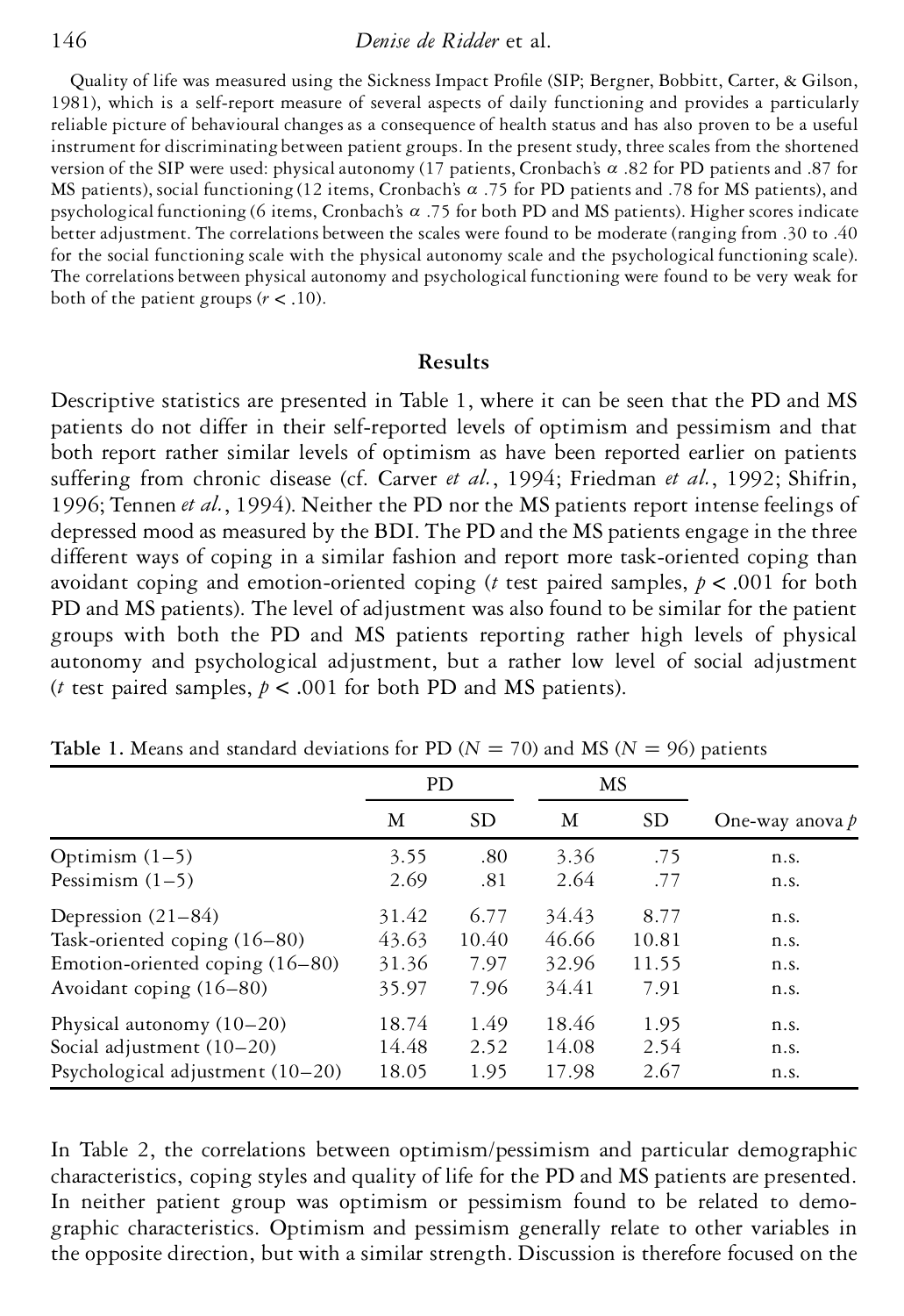Quality of life was measured using the Sickness Impact Profile (SIP; Bergner, Bobbitt, Carter, & Gilson, 1981), which is a self-report measure of several aspects of daily functioning and provides a particularly reliable picture of behavioural changes as a consequence of health status and has also proven to be a useful instrument for discriminating between patient groups. In the present study, three scales from the shortened version of the SIP were used: physical autonomy (17 patients, Cronbach's $\alpha$ .82 for PD patients and .87 for MS patients), social functioning (12 items, Cronbach's $\alpha$ .75 for PD patients and .78 for MS patients), and psychological functioning (6 items, Cronbach's $\alpha$ .75 for both PD and MS patients). Higher scores indicate better adjustment. The correlations between the scales were found to be moderate (ranging from .30 to .40 for the social functioning scale with the physical autonomy scale and the psychological functioning scale). The correlations between physical autonomy and psychological functioning were found to be very weak for both of the patient groups ($r < .10$).

## Results

Descriptive statistics are presented in Table 1, where it can be seen that the PD and MS patients do not differ in their self-reported levels of optimism and pessimism and that both report rather similar levels of optimism as have been reported earlier on patients suffering from chronic disease (cf. Carver *et al.*, 1994; Friedman *et al.*, 1992; Shifrin, 1996; Tennen *et al.*, 1994). Neither the PD nor the MS patients report intense feelings of depressed mood as measured by the BDI. The PD and the MS patients engage in the three different ways of coping in a similar fashion and report more task-oriented coping than avoidant coping and emotion-oriented coping (*t* test paired samples, $p < .001$ for both PD and MS patients). The level of adjustment was also found to be similar for the patient groups with both the PD and MS patients reporting rather high levels of physical autonomy and psychological adjustment, but a rather low level of social adjustment (*t* test paired samples, $p < .001$ for both PD and MS patients).

**Table 1.** Means and standard deviations for PD ($N = 70$) and MS ($N = 96$) patients

| | PD | | MS | | |
|---|---|---|---|---|---|
| | M | SD | M | SD | One-way anova *p* |
| Optimism (1–5) | 3.55 | .80 | 3.36 | .75 | n.s. |
| Pessimism (1–5) | 2.69 | .81 | 2.64 | .77 | n.s. |
| Depression (21–84) | 31.42 | 6.77 | 34.43 | 8.77 | n.s. |
| Task-oriented coping (16–80) | 43.63 | 10.40 | 46.66 | 10.81 | n.s. |
| Emotion-oriented coping (16–80) | 31.36 | 7.97 | 32.96 | 11.55 | n.s. |
| Avoidant coping (16–80) | 35.97 | 7.96 | 34.41 | 7.91 | n.s. |
| Physical autonomy (10–20) | 18.74 | 1.49 | 18.46 | 1.95 | n.s. |
| Social adjustment (10–20) | 14.48 | 2.52 | 14.08 | 2.54 | n.s. |
| Psychological adjustment (10–20) | 18.05 | 1.95 | 17.98 | 2.67 | n.s. |

In Table 2, the correlations between optimism/pessimism and particular demographic characteristics, coping styles and quality of life for the PD and MS patients are presented. In neither patient group was optimism or pessimism found to be related to demographic characteristics. Optimism and pessimism generally relate to other variables in the opposite direction, but with a similar strength. Discussion is therefore focused on the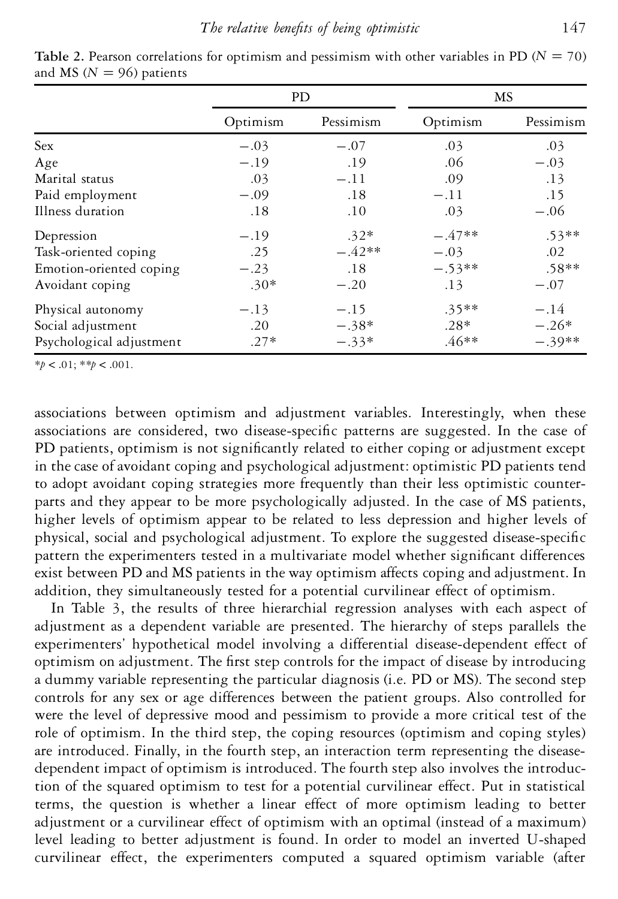**Table 2.** Pearson correlations for optimism and pessimism with other variables in PD ($N = 70$) and MS ($N = 96$) patients

| | PD | | MS | |
|---|---|---|---|---|
| | Optimism | Pessimism | Optimism | Pessimism |
| Sex | −.03 | −.07 | .03 | .03 |
| Age | −.19 | .19 | .06 | −.03 |
| Marital status | .03 | −.11 | .09 | .13 |
| Paid employment | −.09 | .18 | −.11 | .15 |
| Illness duration | .18 | .10 | .03 | −.06 |
| Depression | −.19 | .32* | −.47** | .53** |
| Task-oriented coping | .25 | −.42** | −.03 | .02 |
| Emotion-oriented coping | −.23 | .18 | −.53** | .58** |
| Avoidant coping | .30* | −.20 | .13 | −.07 |
| Physical autonomy | −.13 | −.15 | .35** | −.14 |
| Social adjustment | .20 | −.38* | .28* | −.26* |
| Psychological adjustment | .27* | −.33* | .46** | −.39** |

*$p < .01$; **$p < .001$.

associations between optimism and adjustment variables. Interestingly, when these associations are considered, two disease-specific patterns are suggested. In the case of PD patients, optimism is not significantly related to either coping or adjustment except in the case of avoidant coping and psychological adjustment: optimistic PD patients tend to adopt avoidant coping strategies more frequently than their less optimistic counterparts and they appear to be more psychologically adjusted. In the case of MS patients, higher levels of optimism appear to be related to less depression and higher levels of physical, social and psychological adjustment. To explore the suggested disease-specific pattern the experimenters tested in a multivariate model whether significant differences exist between PD and MS patients in the way optimism affects coping and adjustment. In addition, they simultaneously tested for a potential curvilinear effect of optimism.

In Table 3, the results of three hierarchial regression analyses with each aspect of adjustment as a dependent variable are presented. The hierarchy of steps parallels the experimenters' hypothetical model involving a differential disease-dependent effect of optimism on adjustment. The first step controls for the impact of disease by introducing a dummy variable representing the particular diagnosis (i.e. PD or MS). The second step controls for any sex or age differences between the patient groups. Also controlled for were the level of depressive mood and pessimism to provide a more critical test of the role of optimism. In the third step, the coping resources (optimism and coping styles) are introduced. Finally, in the fourth step, an interaction term representing the disease-dependent impact of optimism is introduced. The fourth step also involves the introduction of the squared optimism to test for a potential curvilinear effect. Put in statistical terms, the question is whether a linear effect of more optimism leading to better adjustment or a curvilinear effect of optimism with an optimal (instead of a maximum) level leading to better adjustment is found. In order to model an inverted U-shaped curvilinear effect, the experimenters computed a squared optimism variable (after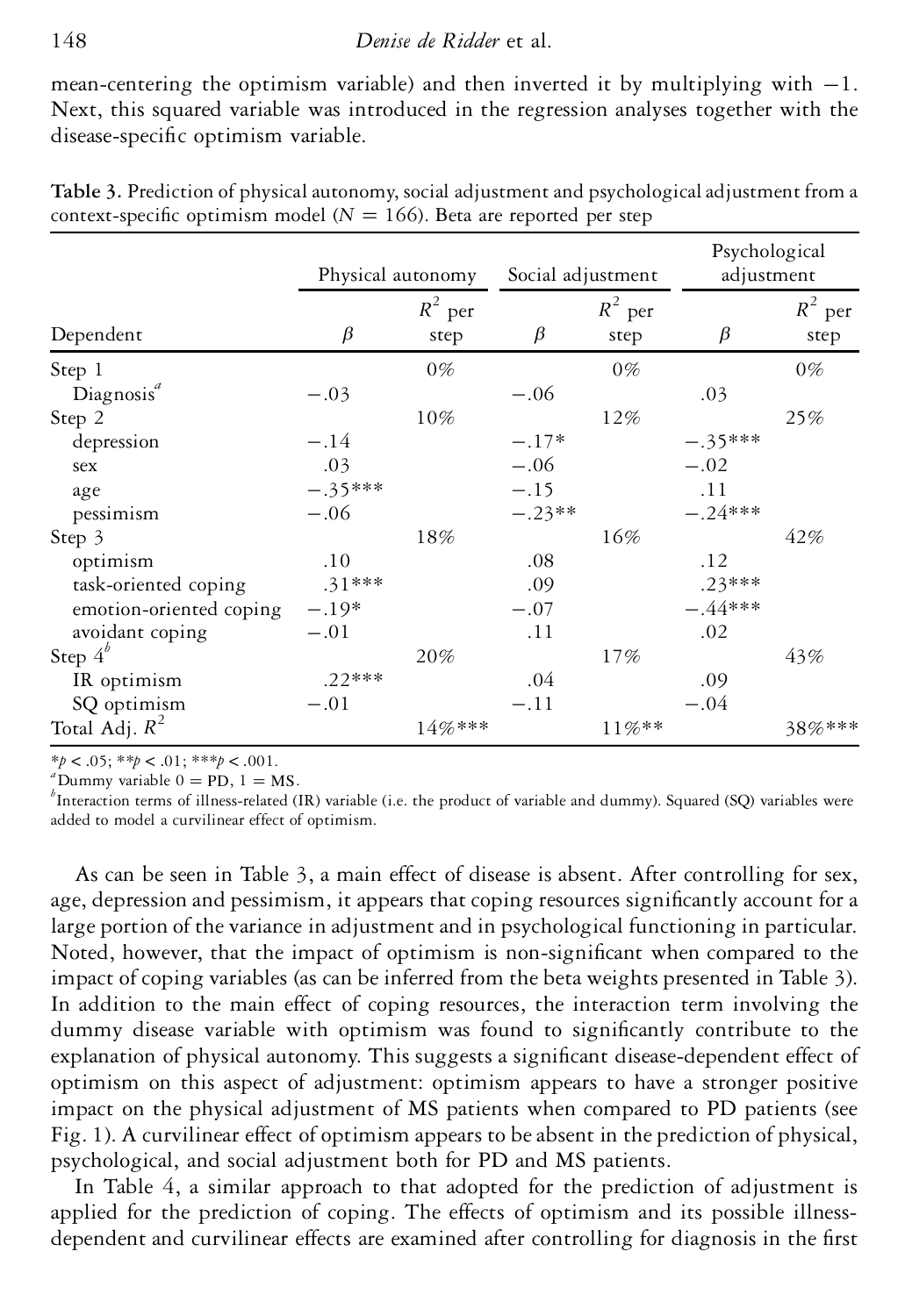mean-centering the optimism variable) and then inverted it by multiplying with −1. Next, this squared variable was introduced in the regression analyses together with the disease-specific optimism variable.

**Table 3.** Prediction of physical autonomy, social adjustment and psychological adjustment from a context-specific optimism model ($N = 166$). Beta are reported per step

| | Physical autonomy | | Social adjustment | | Psychological adjustment | |
|---|---|---|---|---|---|---|
| Dependent | $\beta$ | $R^2$ per step | $\beta$ | $R^2$ per step | $\beta$ | $R^2$ per step |
| Step 1 | | 0% | | 0% | | 0% |
| Diagnosis[a] | −.03 | | −.06 | | .03 | |
| Step 2 | | 10% | | 12% | | 25% |
| depression | −.14 | | −.17* | | −.35*** | |
| sex | .03 | | −.06 | | −.02 | |
| age | −.35*** | | −.15 | | .11 | |
| pessimism | −.06 | | −.23** | | −.24*** | |
| Step 3 | | 18% | | 16% | | 42% |
| optimism | .10 | | .08 | | .12 | |
| task-oriented coping | .31*** | | .09 | | .23*** | |
| emotion-oriented coping | −.19* | | −.07 | | −.44*** | |
| avoidant coping | −.01 | | .11 | | .02 | |
| Step 4[b] | | 20% | | 17% | | 43% |
| IR optimism | .22*** | | .04 | | .09 | |
| SQ optimism | −.01 | | −.11 | | −.04 | |
| Total Adj. $R^2$ | | 14%*** | | 11%** | | 38%*** |

*$p < .05$; **$p < .01$; ***$p < .001$.

[a]Dummy variable 0 = PD, 1 = MS.

[b]Interaction terms of illness-related (IR) variable (i.e. the product of variable and dummy). Squared (SQ) variables were added to model a curvilinear effect of optimism.

As can be seen in Table 3, a main effect of disease is absent. After controlling for sex, age, depression and pessimism, it appears that coping resources significantly account for a large portion of the variance in adjustment and in psychological functioning in particular. Noted, however, that the impact of optimism is non-significant when compared to the impact of coping variables (as can be inferred from the beta weights presented in Table 3). In addition to the main effect of coping resources, the interaction term involving the dummy disease variable with optimism was found to significantly contribute to the explanation of physical autonomy. This suggests a significant disease-dependent effect of optimism on this aspect of adjustment: optimism appears to have a stronger positive impact on the physical adjustment of MS patients when compared to PD patients (see Fig. 1). A curvilinear effect of optimism appears to be absent in the prediction of physical, psychological, and social adjustment both for PD and MS patients.

In Table 4, a similar approach to that adopted for the prediction of adjustment is applied for the prediction of coping. The effects of optimism and its possible illness-dependent and curvilinear effects are examined after controlling for diagnosis in the first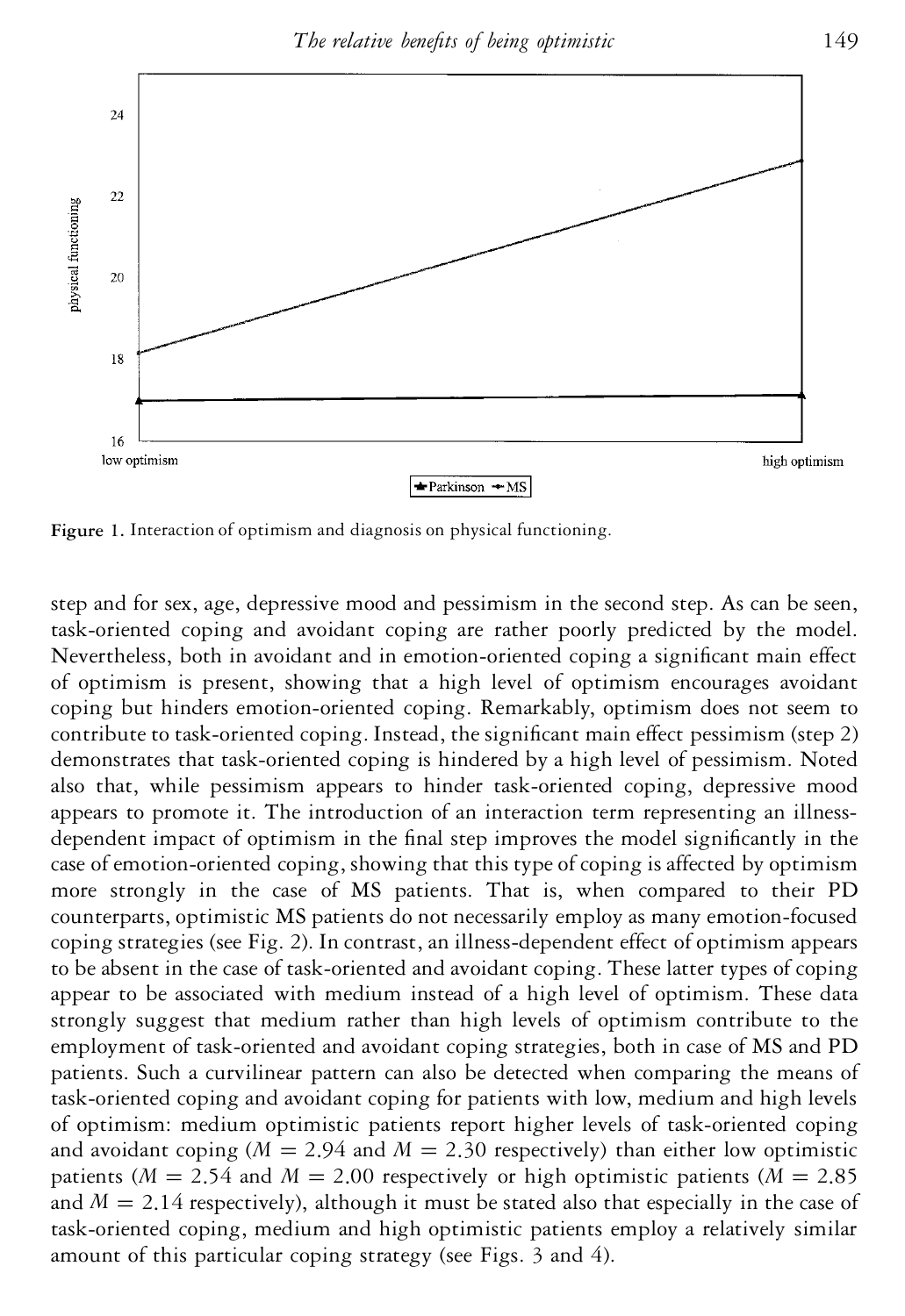Figure 1. Interaction of optimism and diagnosis on physical functioning.

step and for sex, age, depressive mood and pessimism in the second step. As can be seen, task-oriented coping and avoidant coping are rather poorly predicted by the model. Nevertheless, both in avoidant and in emotion-oriented coping a significant main effect of optimism is present, showing that a high level of optimism encourages avoidant coping but hinders emotion-oriented coping. Remarkably, optimism does not seem to contribute to task-oriented coping. Instead, the significant main effect pessimism (step 2) demonstrates that task-oriented coping is hindered by a high level of pessimism. Noted also that, while pessimism appears to hinder task-oriented coping, depressive mood appears to promote it. The introduction of an interaction term representing an illness-dependent impact of optimism in the final step improves the model significantly in the case of emotion-oriented coping, showing that this type of coping is affected by optimism more strongly in the case of MS patients. That is, when compared to their PD counterparts, optimistic MS patients do not necessarily employ as many emotion-focused coping strategies (see Fig. 2). In contrast, an illness-dependent effect of optimism appears to be absent in the case of task-oriented and avoidant coping. These latter types of coping appear to be associated with medium instead of a high level of optimism. These data strongly suggest that medium rather than high levels of optimism contribute to the employment of task-oriented and avoidant coping strategies, both in case of MS and PD patients. Such a curvilinear pattern can also be detected when comparing the means of task-oriented coping and avoidant coping for patients with low, medium and high levels of optimism: medium optimistic patients report higher levels of task-oriented coping and avoidant coping ($M = 2.94$ and $M = 2.30$ respectively) than either low optimistic patients ($M = 2.54$ and $M = 2.00$ respectively or high optimistic patients ($M = 2.85$ and $M = 2.14$ respectively), although it must be stated also that especially in the case of task-oriented coping, medium and high optimistic patients employ a relatively similar amount of this particular coping strategy (see Figs. 3 and 4).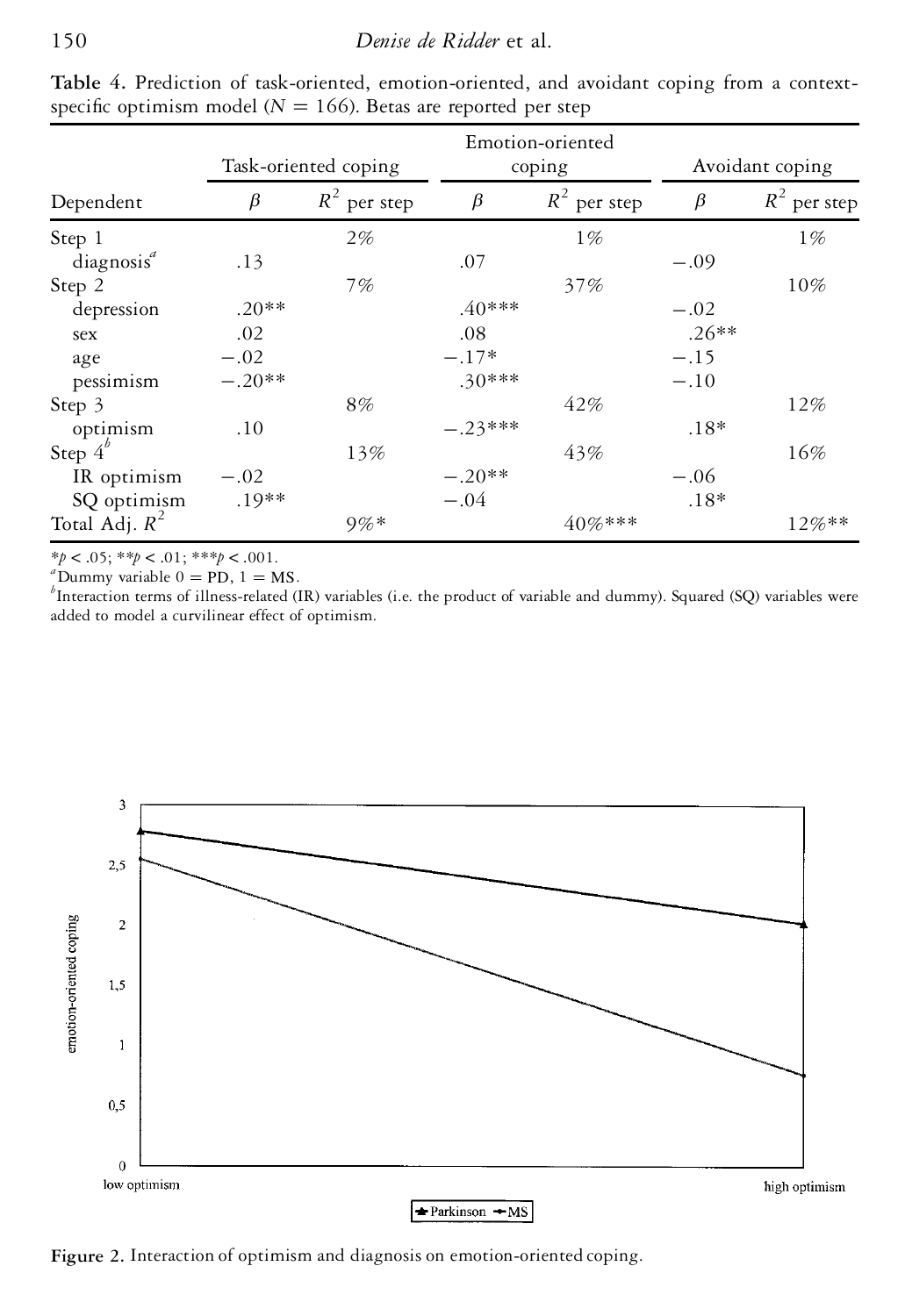**Table 4.** Prediction of task-oriented, emotion-oriented, and avoidant coping from a context-specific optimism model ($N = 166$). Betas are reported per step

| Dependent | Task-oriented coping | | Emotion-oriented coping | | Avoidant coping | |
|---|---|---|---|---|---|---|
| | $\beta$ | $R^2$ per step | $\beta$ | $R^2$ per step | $\beta$ | $R^2$ per step |
| Step 1 | | 2% | | 1% | | 1% |
| diagnosis[a] | .13 | | .07 | | −.09 | |
| Step 2 | | 7% | | 37% | | 10% |
| depression | .20** | | .40*** | | −.02 | |
| sex | .02 | | .08 | | .26** | |
| age | −.02 | | −.17* | | −.15 | |
| pessimism | −.20** | | .30*** | | −.10 | |
| Step 3 | | 8% | | 42% | | 12% |
| optimism | .10 | | −.23*** | | .18* | |
| Step 4[b] | | 13% | | 43% | | 16% |
| IR optimism | −.02 | | −.20** | | −.06 | |
| SQ optimism | .19** | | −.04 | | .18* | |
| Total Adj. $R^2$ | | 9%* | | 40%*** | | 12%** |

*$p < .05$; **$p < .01$; ***$p < .001$.

[a]Dummy variable 0 = PD, 1 = MS.

[b]Interaction terms of illness-related (IR) variables (i.e. the product of variable and dummy). Squared (SQ) variables were added to model a curvilinear effect of optimism.

**Figure 2.** Interaction of optimism and diagnosis on emotion-oriented coping.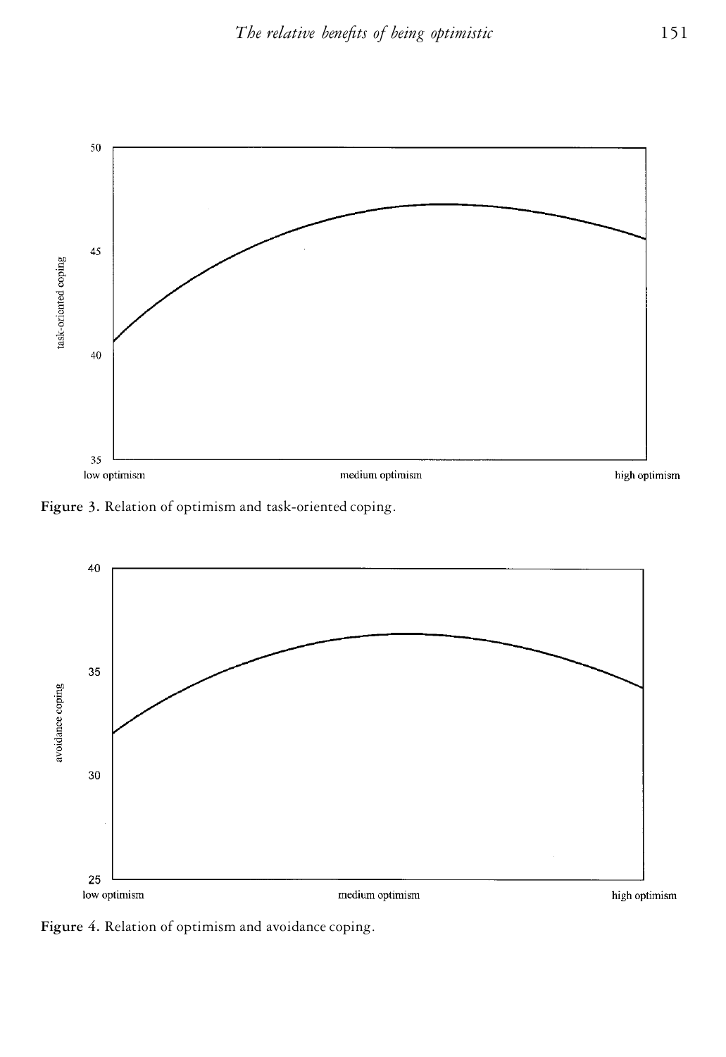**Figure 3.** Relation of optimism and task-oriented coping.

**Figure 4.** Relation of optimism and avoidance coping.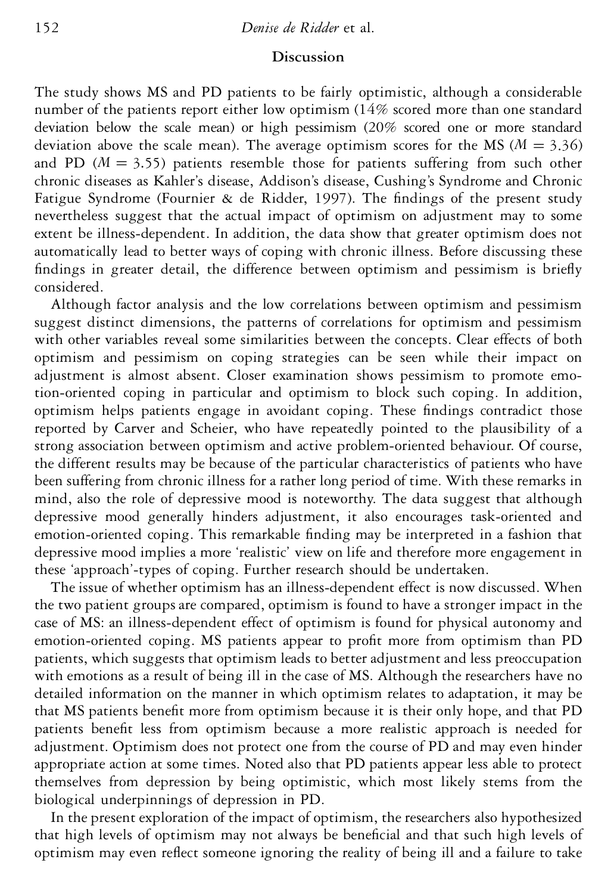## Discussion

The study shows MS and PD patients to be fairly optimistic, although a considerable number of the patients report either low optimism (14% scored more than one standard deviation below the scale mean) or high pessimism (20% scored one or more standard deviation above the scale mean). The average optimism scores for the MS ($M = 3.36$) and PD ($M = 3.55$) patients resemble those for patients suffering from such other chronic diseases as Kahler's disease, Addison's disease, Cushing's Syndrome and Chronic Fatigue Syndrome (Fournier & de Ridder, 1997). The findings of the present study nevertheless suggest that the actual impact of optimism on adjustment may to some extent be illness-dependent. In addition, the data show that greater optimism does not automatically lead to better ways of coping with chronic illness. Before discussing these findings in greater detail, the difference between optimism and pessimism is briefly considered.

Although factor analysis and the low correlations between optimism and pessimism suggest distinct dimensions, the patterns of correlations for optimism and pessimism with other variables reveal some similarities between the concepts. Clear effects of both optimism and pessimism on coping strategies can be seen while their impact on adjustment is almost absent. Closer examination shows pessimism to promote emotion-oriented coping in particular and optimism to block such coping. In addition, optimism helps patients engage in avoidant coping. These findings contradict those reported by Carver and Scheier, who have repeatedly pointed to the plausibility of a strong association between optimism and active problem-oriented behaviour. Of course, the different results may be because of the particular characteristics of patients who have been suffering from chronic illness for a rather long period of time. With these remarks in mind, also the role of depressive mood is noteworthy. The data suggest that although depressive mood generally hinders adjustment, it also encourages task-oriented and emotion-oriented coping. This remarkable finding may be interpreted in a fashion that depressive mood implies a more 'realistic' view on life and therefore more engagement in these 'approach'-types of coping. Further research should be undertaken.

The issue of whether optimism has an illness-dependent effect is now discussed. When the two patient groups are compared, optimism is found to have a stronger impact in the case of MS: an illness-dependent effect of optimism is found for physical autonomy and emotion-oriented coping. MS patients appear to profit more from optimism than PD patients, which suggests that optimism leads to better adjustment and less preoccupation with emotions as a result of being ill in the case of MS. Although the researchers have no detailed information on the manner in which optimism relates to adaptation, it may be that MS patients benefit more from optimism because it is their only hope, and that PD patients benefit less from optimism because a more realistic approach is needed for adjustment. Optimism does not protect one from the course of PD and may even hinder appropriate action at some times. Noted also that PD patients appear less able to protect themselves from depression by being optimistic, which most likely stems from the biological underpinnings of depression in PD.

In the present exploration of the impact of optimism, the researchers also hypothesized that high levels of optimism may not always be beneficial and that such high levels of optimism may even reflect someone ignoring the reality of being ill and a failure to take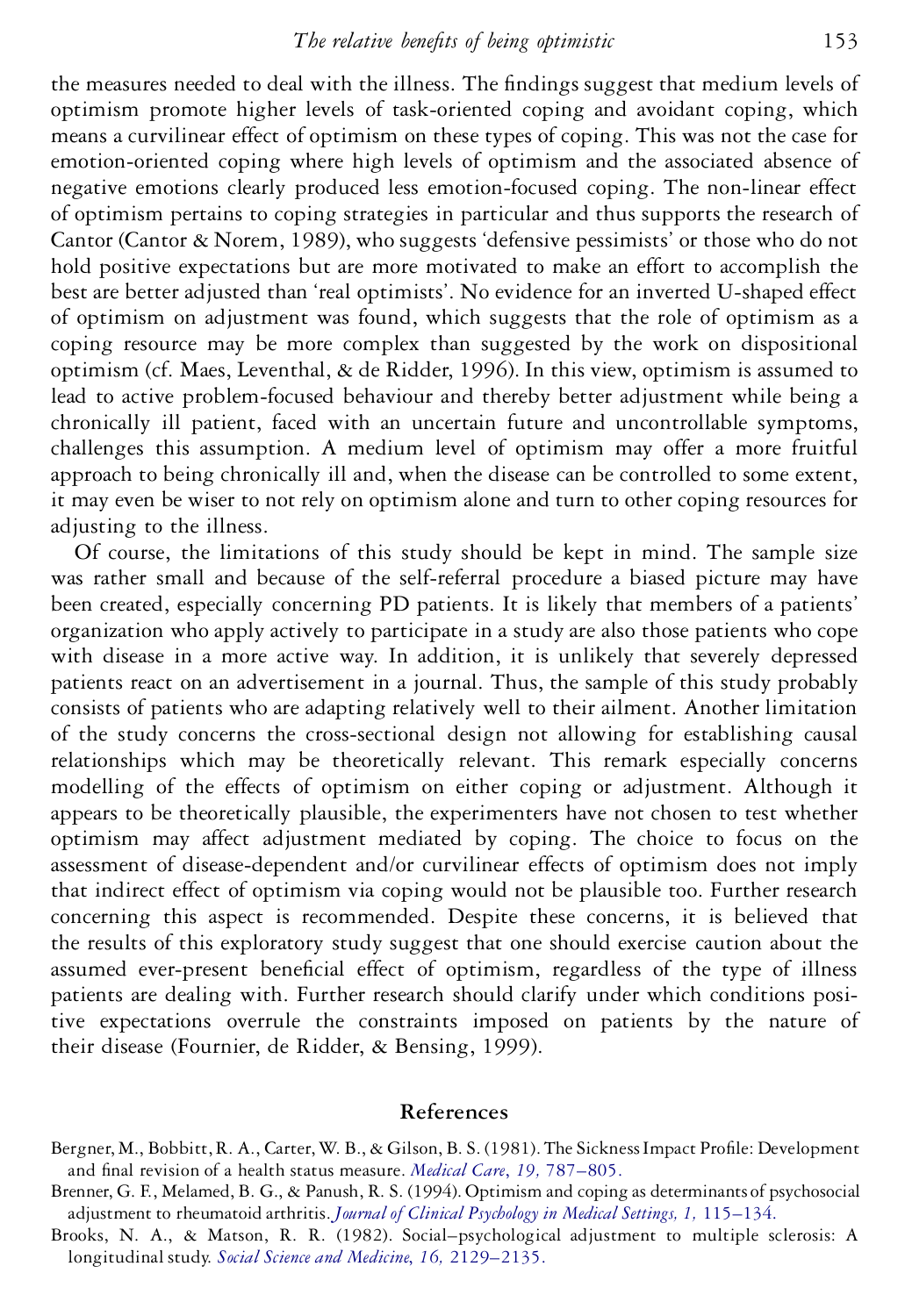the measures needed to deal with the illness. The findings suggest that medium levels of optimism promote higher levels of task-oriented coping and avoidant coping, which means a curvilinear effect of optimism on these types of coping. This was not the case for emotion-oriented coping where high levels of optimism and the associated absence of negative emotions clearly produced less emotion-focused coping. The non-linear effect of optimism pertains to coping strategies in particular and thus supports the research of Cantor (Cantor & Norem, 1989), who suggests 'defensive pessimists' or those who do not hold positive expectations but are more motivated to make an effort to accomplish the best are better adjusted than 'real optimists'. No evidence for an inverted U-shaped effect of optimism on adjustment was found, which suggests that the role of optimism as a coping resource may be more complex than suggested by the work on dispositional optimism (cf. Maes, Leventhal, & de Ridder, 1996). In this view, optimism is assumed to lead to active problem-focused behaviour and thereby better adjustment while being a chronically ill patient, faced with an uncertain future and uncontrollable symptoms, challenges this assumption. A medium level of optimism may offer a more fruitful approach to being chronically ill and, when the disease can be controlled to some extent, it may even be wiser to not rely on optimism alone and turn to other coping resources for adjusting to the illness.

Of course, the limitations of this study should be kept in mind. The sample size was rather small and because of the self-referral procedure a biased picture may have been created, especially concerning PD patients. It is likely that members of a patients' organization who apply actively to participate in a study are also those patients who cope with disease in a more active way. In addition, it is unlikely that severely depressed patients react on an advertisement in a journal. Thus, the sample of this study probably consists of patients who are adapting relatively well to their ailment. Another limitation of the study concerns the cross-sectional design not allowing for establishing causal relationships which may be theoretically relevant. This remark especially concerns modelling of the effects of optimism on either coping or adjustment. Although it appears to be theoretically plausible, the experimenters have not chosen to test whether optimism may affect adjustment mediated by coping. The choice to focus on the assessment of disease-dependent and/or curvilinear effects of optimism does not imply that indirect effect of optimism via coping would not be plausible too. Further research concerning this aspect is recommended. Despite these concerns, it is believed that the results of this exploratory study suggest that one should exercise caution about the assumed ever-present beneficial effect of optimism, regardless of the type of illness patients are dealing with. Further research should clarify under which conditions positive expectations overrule the constraints imposed on patients by the nature of their disease (Fournier, de Ridder, & Bensing, 1999).

## References

Bergner, M., Bobbitt, R. A., Carter, W. B., & Gilson, B. S. (1981). The Sickness Impact Profile: Development and final revision of a health status measure. *Medical Care*, *19,* 787–805.

Brenner, G. F., Melamed, B. G., & Panush, R. S. (1994). Optimism and coping as determinants of psychosocial adjustment to rheumatoid arthritis. *Journal of Clinical Psychology in Medical Settings*, *1,* 115–134.

Brooks, N. A., & Matson, R. R. (1982). Social–psychological adjustment to multiple sclerosis: A longitudinal study. *Social Science and Medicine*, *16,* 2129–2135.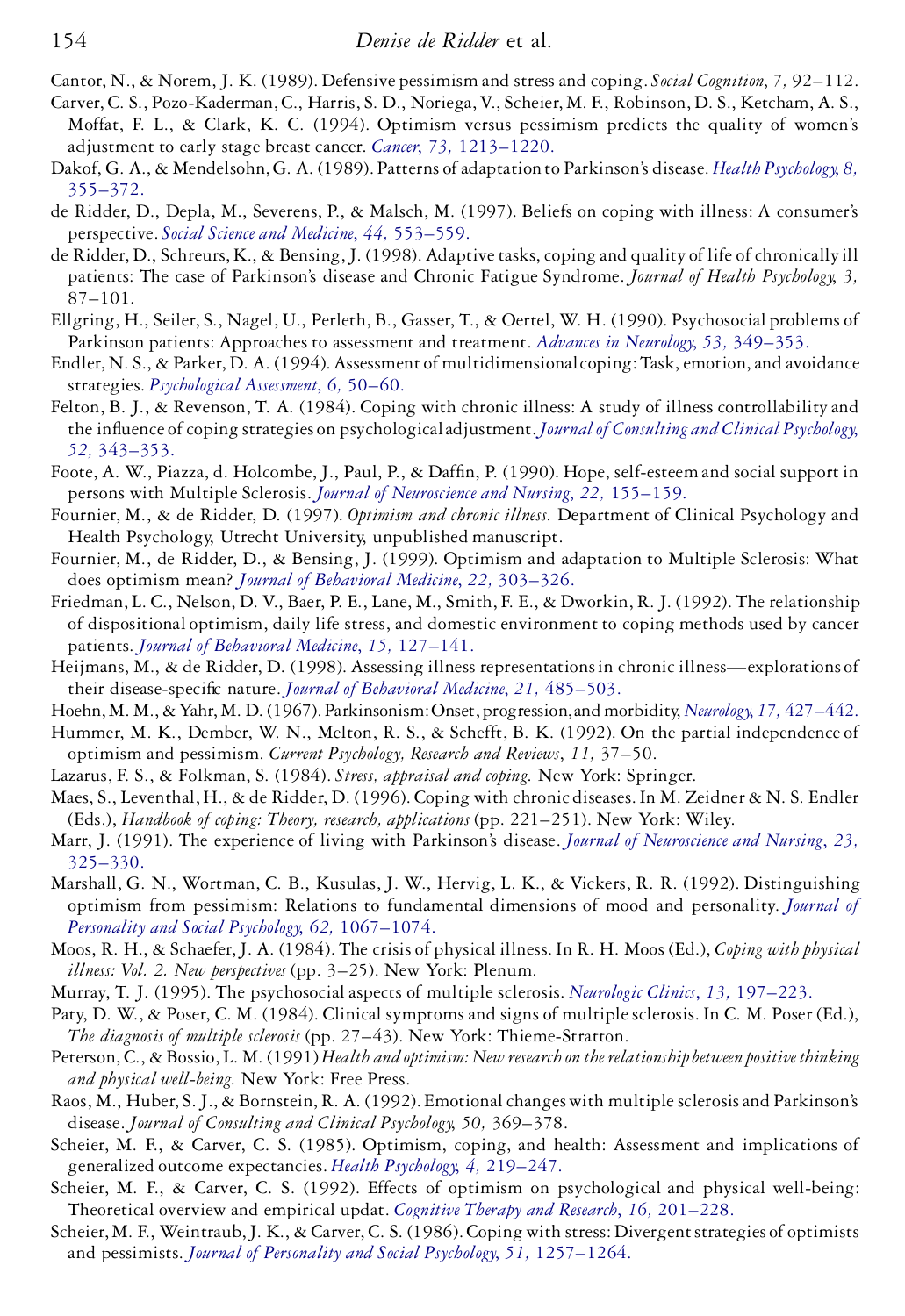Cantor, N., & Norem, J. K. (1989). Defensive pessimism and stress and coping. *Social Cognition*, *7*, 92–112.

Carver, C. S., Pozo-Kaderman, C., Harris, S. D., Noriega, V., Scheier, M. F., Robinson, D. S., Ketcham, A. S., Moffat, F. L., & Clark, K. C. (1994). Optimism versus pessimism predicts the quality of women's adjustment to early stage breast cancer. *Cancer*, *73*, 1213–1220.

Dakof, G. A., & Mendelsohn, G. A. (1989). Patterns of adaptation to Parkinson's disease. *Health Psychology*, *8*, 355–372.

de Ridder, D., Depla, M., Severens, P., & Malsch, M. (1997). Beliefs on coping with illness: A consumer's perspective. *Social Science and Medicine*, *44*, 553–559.

de Ridder, D., Schreurs, K., & Bensing, J. (1998). Adaptive tasks, coping and quality of life of chronically ill patients: The case of Parkinson's disease and Chronic Fatigue Syndrome. *Journal of Health Psychology*, *3*, 87–101.

Ellgring, H., Seiler, S., Nagel, U., Perleth, B., Gasser, T., & Oertel, W. H. (1990). Psychosocial problems of Parkinson patients: Approaches to assessment and treatment. *Advances in Neurology*, *53*, 349–353.

Endler, N. S., & Parker, D. A. (1994). Assessment of multidimensional coping: Task, emotion, and avoidance strategies. *Psychological Assessment*, *6*, 50–60.

Felton, B. J., & Revenson, T. A. (1984). Coping with chronic illness: A study of illness controllability and the influence of coping strategies on psychological adjustment. *Journal of Consulting and Clinical Psychology*, *52*, 343–353.

Foote, A. W., Piazza, d. Holcombe, J., Paul, P., & Daffin, P. (1990). Hope, self-esteem and social support in persons with Multiple Sclerosis. *Journal of Neuroscience and Nursing*, *22*, 155–159.

Fournier, M., & de Ridder, D. (1997). *Optimism and chronic illness.* Department of Clinical Psychology and Health Psychology, Utrecht University, unpublished manuscript.

Fournier, M., de Ridder, D., & Bensing, J. (1999). Optimism and adaptation to Multiple Sclerosis: What does optimism mean? *Journal of Behavioral Medicine*, *22*, 303–326.

Friedman, L. C., Nelson, D. V., Baer, P. E., Lane, M., Smith, F. E., & Dworkin, R. J. (1992). The relationship of dispositional optimism, daily life stress, and domestic environment to coping methods used by cancer patients. *Journal of Behavioral Medicine*, *15*, 127–141.

Heijmans, M., & de Ridder, D. (1998). Assessing illness representations in chronic illness—explorations of their disease-specific nature. *Journal of Behavioral Medicine*, *21*, 485–503.

Hoehn, M. M., & Yahr, M. D. (1967). Parkinsonism: Onset, progression, and morbidity, *Neurology*, *17*, 427–442.

Hummer, M. K., Dember, W. N., Melton, R. S., & Schefft, B. K. (1992). On the partial independence of optimism and pessimism. *Current Psychology, Research and Reviews*, *11*, 37–50.

Lazarus, F. S., & Folkman, S. (1984). *Stress, appraisal and coping.* New York: Springer.

Maes, S., Leventhal, H., & de Ridder, D. (1996). Coping with chronic diseases. In M. Zeidner & N. S. Endler (Eds.), *Handbook of coping: Theory, research, applications* (pp. 221–251). New York: Wiley.

Marr, J. (1991). The experience of living with Parkinson's disease. *Journal of Neuroscience and Nursing*, *23*, 325–330.

Marshall, G. N., Wortman, C. B., Kusulas, J. W., Hervig, L. K., & Vickers, R. R. (1992). Distinguishing optimism from pessimism: Relations to fundamental dimensions of mood and personality. *Journal of Personality and Social Psychology*, *62*, 1067–1074.

Moos, R. H., & Schaefer, J. A. (1984). The crisis of physical illness. In R. H. Moos (Ed.), *Coping with physical illness: Vol. 2. New perspectives* (pp. 3–25). New York: Plenum.

Murray, T. J. (1995). The psychosocial aspects of multiple sclerosis. *Neurologic Clinics*, *13*, 197–223.

Paty, D. W., & Poser, C. M. (1984). Clinical symptoms and signs of multiple sclerosis. In C. M. Poser (Ed.), *The diagnosis of multiple sclerosis* (pp. 27–43). New York: Thieme-Stratton.

Peterson, C., & Bossio, L. M. (1991) *Health and optimism: New research on the relationship between positive thinking and physical well-being.* New York: Free Press.

Raos, M., Huber, S. J., & Bornstein, R. A. (1992). Emotional changes with multiple sclerosis and Parkinson's disease. *Journal of Consulting and Clinical Psychology*, *50*, 369–378.

Scheier, M. F., & Carver, C. S. (1985). Optimism, coping, and health: Assessment and implications of generalized outcome expectancies. *Health Psychology*, *4*, 219–247.

Scheier, M. F., & Carver, C. S. (1992). Effects of optimism on psychological and physical well-being: Theoretical overview and empirical updat. *Cognitive Therapy and Research*, *16*, 201–228.

Scheier, M. F., Weintraub, J. K., & Carver, C. S. (1986). Coping with stress: Divergent strategies of optimists and pessimists. *Journal of Personality and Social Psychology*, *51*, 1257–1264.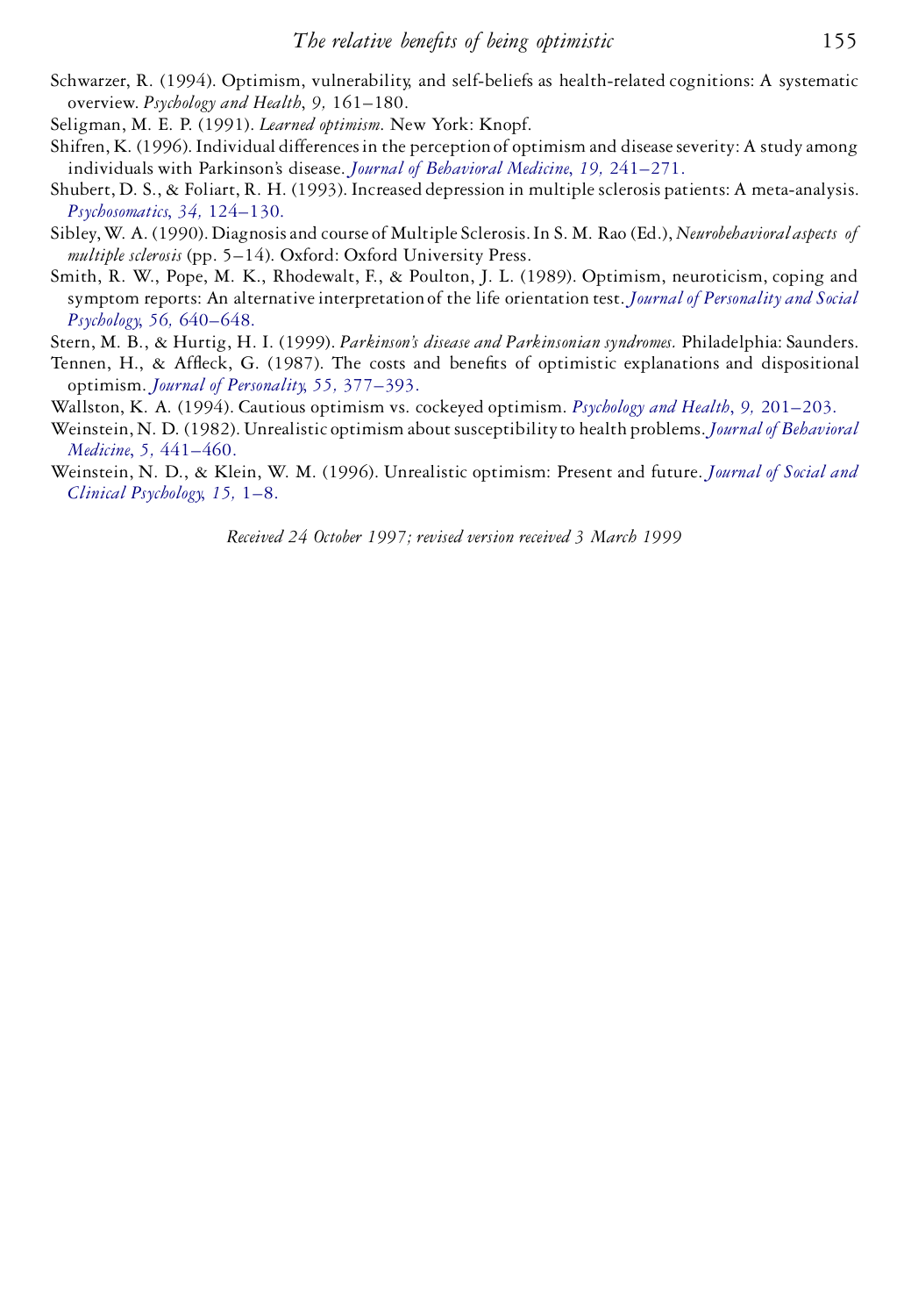Schwarzer, R. (1994). Optimism, vulnerability, and self-beliefs as health-related cognitions: A systematic overview. *Psychology and Health*, *9*, 161–180.

Seligman, M. E. P. (1991). *Learned optimism*. New York: Knopf.

Shifren, K. (1996). Individual differences in the perception of optimism and disease severity: A study among individuals with Parkinson's disease. *Journal of Behavioral Medicine*, *19*, 241–271.

Shubert, D. S., & Foliart, R. H. (1993). Increased depression in multiple sclerosis patients: A meta-analysis. *Psychosomatics*, *34*, 124–130.

Sibley, W. A. (1990). Diagnosis and course of Multiple Sclerosis. In S. M. Rao (Ed.), *Neurobehavioral aspects of multiple sclerosis* (pp. 5–14). Oxford: Oxford University Press.

Smith, R. W., Pope, M. K., Rhodewalt, F., & Poulton, J. L. (1989). Optimism, neuroticism, coping and symptom reports: An alternative interpretation of the life orientation test. *Journal of Personality and Social Psychology*, *56*, 640–648.

Stern, M. B., & Hurtig, H. I. (1999). *Parkinson's disease and Parkinsonian syndromes.* Philadelphia: Saunders.

Tennen, H., & Affleck, G. (1987). The costs and benefits of optimistic explanations and dispositional optimism. *Journal of Personality*, *55*, 377–393.

Wallston, K. A. (1994). Cautious optimism vs. cockeyed optimism. *Psychology and Health*, *9*, 201–203.

Weinstein, N. D. (1982). Unrealistic optimism about susceptibility to health problems. *Journal of Behavioral Medicine*, *5*, 441–460.

Weinstein, N. D., & Klein, W. M. (1996). Unrealistic optimism: Present and future. *Journal of Social and Clinical Psychology*, *15*, 1–8.

*Received 24 October 1997; revised version received 3 March 1999*